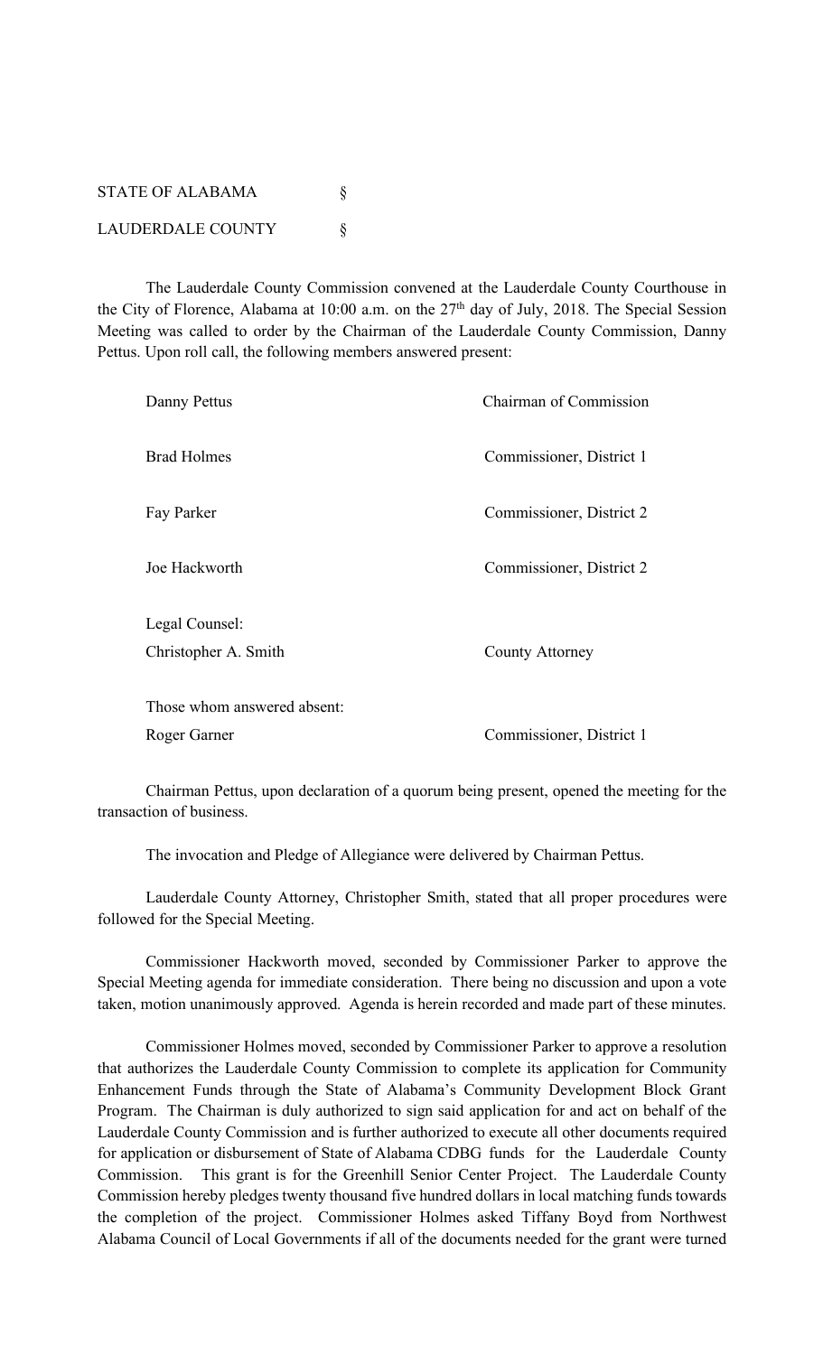STATE OF ALABAMA §

LAUDERDALE COUNTY §

The Lauderdale County Commission convened at the Lauderdale County Courthouse in the City of Florence, Alabama at 10:00 a.m. on the 27th day of July, 2018. The Special Session Meeting was called to order by the Chairman of the Lauderdale County Commission, Danny Pettus. Upon roll call, the following members answered present:

| | |
|---|---|
| Danny Pettus | Chairman of Commission |
| Brad Holmes | Commissioner, District 1 |
| Fay Parker | Commissioner, District 2 |
| Joe Hackworth | Commissioner, District 2 |
| Legal Counsel: | |
| Christopher A. Smith | County Attorney |
| Those whom answered absent: | |
| Roger Garner | Commissioner, District 1 |

Chairman Pettus, upon declaration of a quorum being present, opened the meeting for the transaction of business.

The invocation and Pledge of Allegiance were delivered by Chairman Pettus.

Lauderdale County Attorney, Christopher Smith, stated that all proper procedures were followed for the Special Meeting.

Commissioner Hackworth moved, seconded by Commissioner Parker to approve the Special Meeting agenda for immediate consideration. There being no discussion and upon a vote taken, motion unanimously approved. Agenda is herein recorded and made part of these minutes.

Commissioner Holmes moved, seconded by Commissioner Parker to approve a resolution that authorizes the Lauderdale County Commission to complete its application for Community Enhancement Funds through the State of Alabama's Community Development Block Grant Program. The Chairman is duly authorized to sign said application for and act on behalf of the Lauderdale County Commission and is further authorized to execute all other documents required for application or disbursement of State of Alabama CDBG funds for the Lauderdale County Commission. This grant is for the Greenhill Senior Center Project. The Lauderdale County Commission hereby pledges twenty thousand five hundred dollars in local matching funds towards the completion of the project. Commissioner Holmes asked Tiffany Boyd from Northwest Alabama Council of Local Governments if all of the documents needed for the grant were turned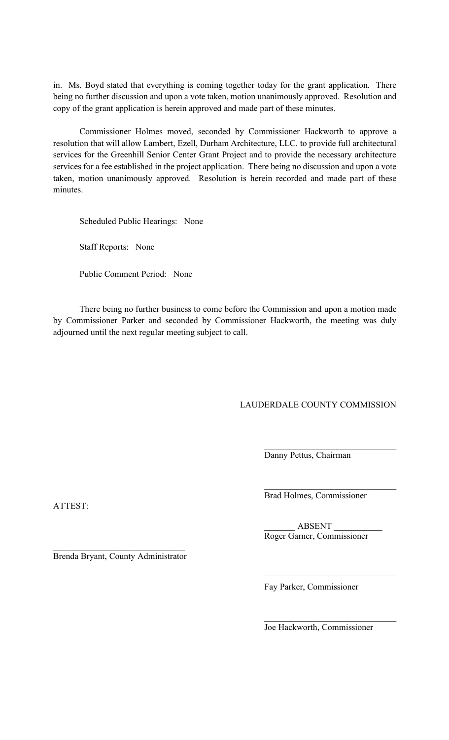in. Ms. Boyd stated that everything is coming together today for the grant application. There being no further discussion and upon a vote taken, motion unanimously approved. Resolution and copy of the grant application is herein approved and made part of these minutes.

Commissioner Holmes moved, seconded by Commissioner Hackworth to approve a resolution that will allow Lambert, Ezell, Durham Architecture, LLC. to provide full architectural services for the Greenhill Senior Center Grant Project and to provide the necessary architecture services for a fee established in the project application. There being no discussion and upon a vote taken, motion unanimously approved. Resolution is herein recorded and made part of these minutes.

Scheduled Public Hearings: None

Staff Reports: None

Public Comment Period: None

There being no further business to come before the Commission and upon a motion made by Commissioner Parker and seconded by Commissioner Hackworth, the meeting was duly adjourned until the next regular meeting subject to call.

LAUDERDALE COUNTY COMMISSION

______________________________
Danny Pettus, Chairman

______________________________
Brad Holmes, Commissioner

ATTEST:

_______ ABSENT __________
Roger Garner, Commissioner

______________________________
Brenda Bryant, County Administrator

______________________________
Fay Parker, Commissioner

______________________________
Joe Hackworth, Commissioner